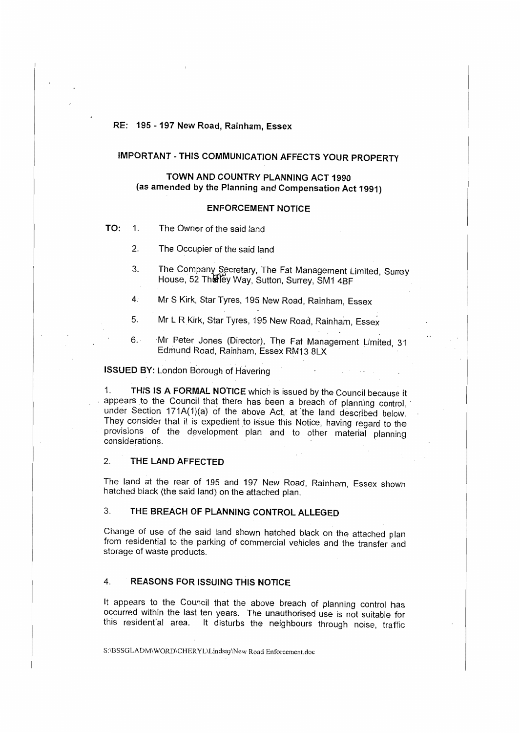**RE: 195 - 197 New Road, Rainham, Essex**

## IMPORTANT - THIS COMMUNICATION AFFECTS YOUR PROPERTY

### TOWN AND COUNTRY PLANNING ACT 1990
### (as amended by the Planning and Compensation Act 1991)

### ENFORCEMENT NOTICE

**TO:**

1. The Owner of the said land
2. The Occupier of the said land
3. The Company Secretary, The Fat Management Limited, Surrey House, 52 Throwley Way, Sutton, Surrey, SM1 4BF
4. Mr S Kirk, Star Tyres, 195 New Road, Rainham, Essex
5. Mr L R Kirk, Star Tyres, 195 New Road, Rainham, Essex
6. Mr Peter Jones (Director), The Fat Management Limited, 31 Edmund Road, Rainham, Essex RM13 8LX

**ISSUED BY:** London Borough of Havering

1. **THIS IS A FORMAL NOTICE** which is issued by the Council because it appears to the Council that there has been a breach of planning control, under Section 171A(1)(a) of the above Act, at the land described below. They consider that it is expedient to issue this Notice, having regard to the provisions of the development plan and to other material planning considerations.

2. **THE LAND AFFECTED**

The land at the rear of 195 and 197 New Road, Rainham, Essex shown hatched black (the said land) on the attached plan.

3. **THE BREACH OF PLANNING CONTROL ALLEGED**

Change of use of the said land shown hatched black on the attached plan from residential to the parking of commercial vehicles and the transfer and storage of waste products.

4. **REASONS FOR ISSUING THIS NOTICE**

It appears to the Council that the above breach of planning control has occurred within the last ten years. The unauthorised use is not suitable for this residential area. It disturbs the neighbours through noise, traffic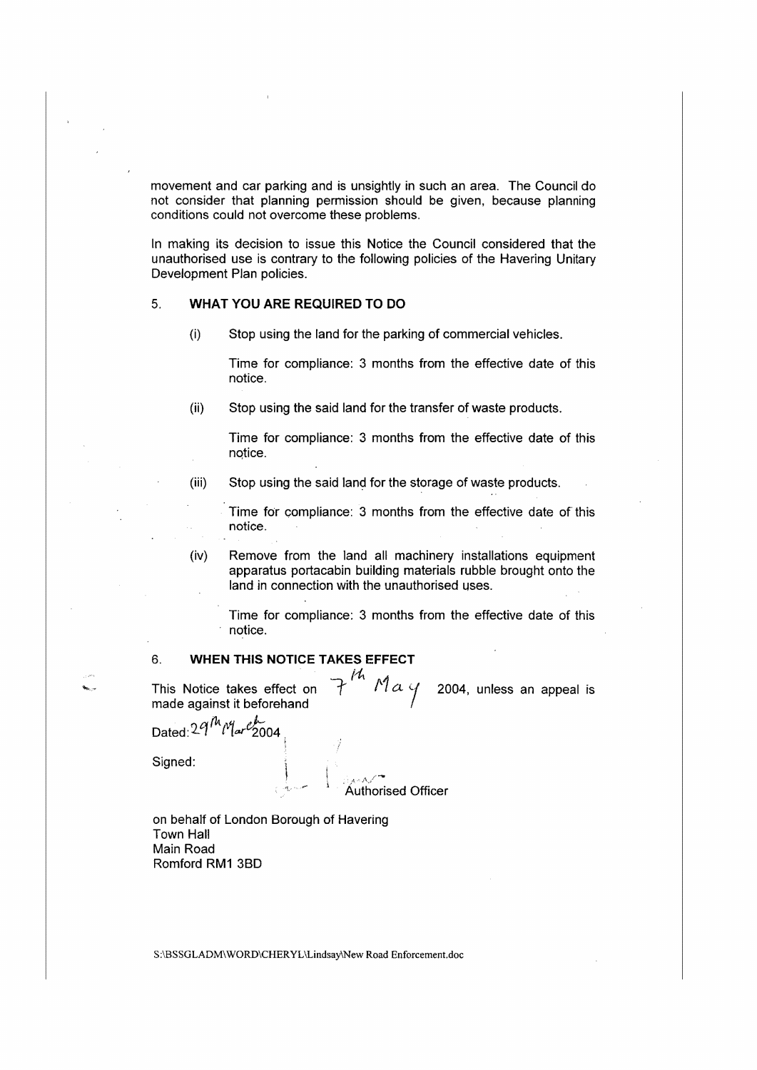movement and car parking and is unsightly in such an area. The Council do not consider that planning permission should be given, because planning conditions could not overcome these problems.

In making its decision to issue this Notice the Council considered that the unauthorised use is contrary to the following policies of the Havering Unitary Development Plan policies.

## 5. WHAT YOU ARE REQUIRED TO DO

(i) Stop using the land for the parking of commercial vehicles.

Time for compliance: 3 months from the effective date of this notice.

(ii) Stop using the said land for the transfer of waste products.

Time for compliance: 3 months from the effective date of this notice.

(iii) Stop using the said land for the storage of waste products.

Time for compliance: 3 months from the effective date of this notice.

(iv) Remove from the land all machinery installations equipment apparatus portacabin building materials rubble brought onto the land in connection with the unauthorised uses.

Time for compliance: 3 months from the effective date of this notice.

## 6. WHEN THIS NOTICE TAKES EFFECT

This Notice takes effect on 7th May 2004, unless an appeal is made against it beforehand

Dated: 29th March 2004

Signed:

Authorised Officer

on behalf of London Borough of Havering
Town Hall
Main Road
Romford RM1 3BD

S:\BSSGLADM\WORD\CHERYL\Lindsay\New Road Enforcement.doc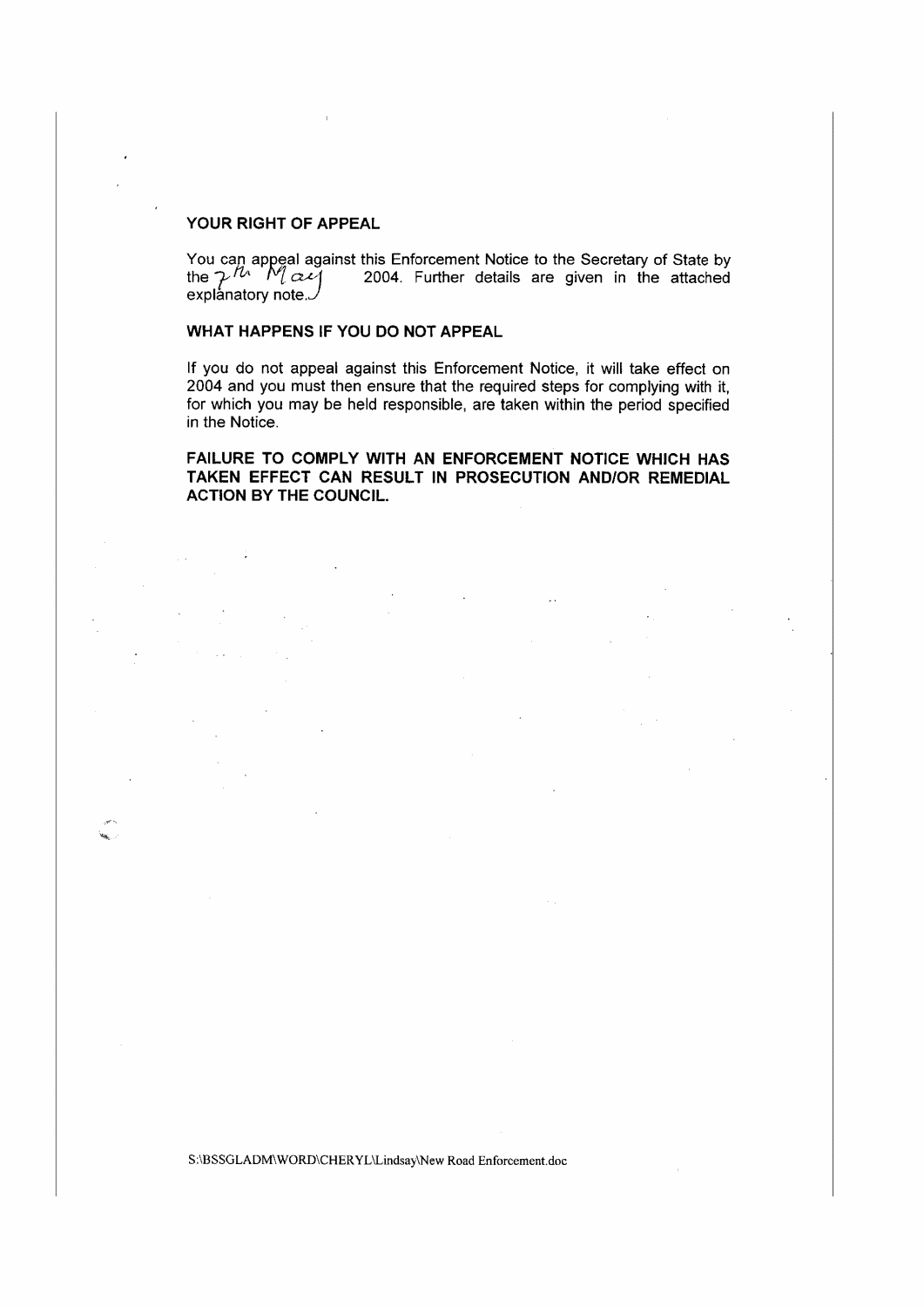## YOUR RIGHT OF APPEAL

You can appeal against this Enforcement Notice to the Secretary of State by the 7th May 2004. Further details are given in the attached explanatory note.

## WHAT HAPPENS IF YOU DO NOT APPEAL

If you do not appeal against this Enforcement Notice, it will take effect on 2004 and you must then ensure that the required steps for complying with it, for which you may be held responsible, are taken within the period specified in the Notice.

**FAILURE TO COMPLY WITH AN ENFORCEMENT NOTICE WHICH HAS TAKEN EFFECT CAN RESULT IN PROSECUTION AND/OR REMEDIAL ACTION BY THE COUNCIL.**

S:\BSSGLADM\WORD\CHERYL\Lindsay\New Road Enforcement.doc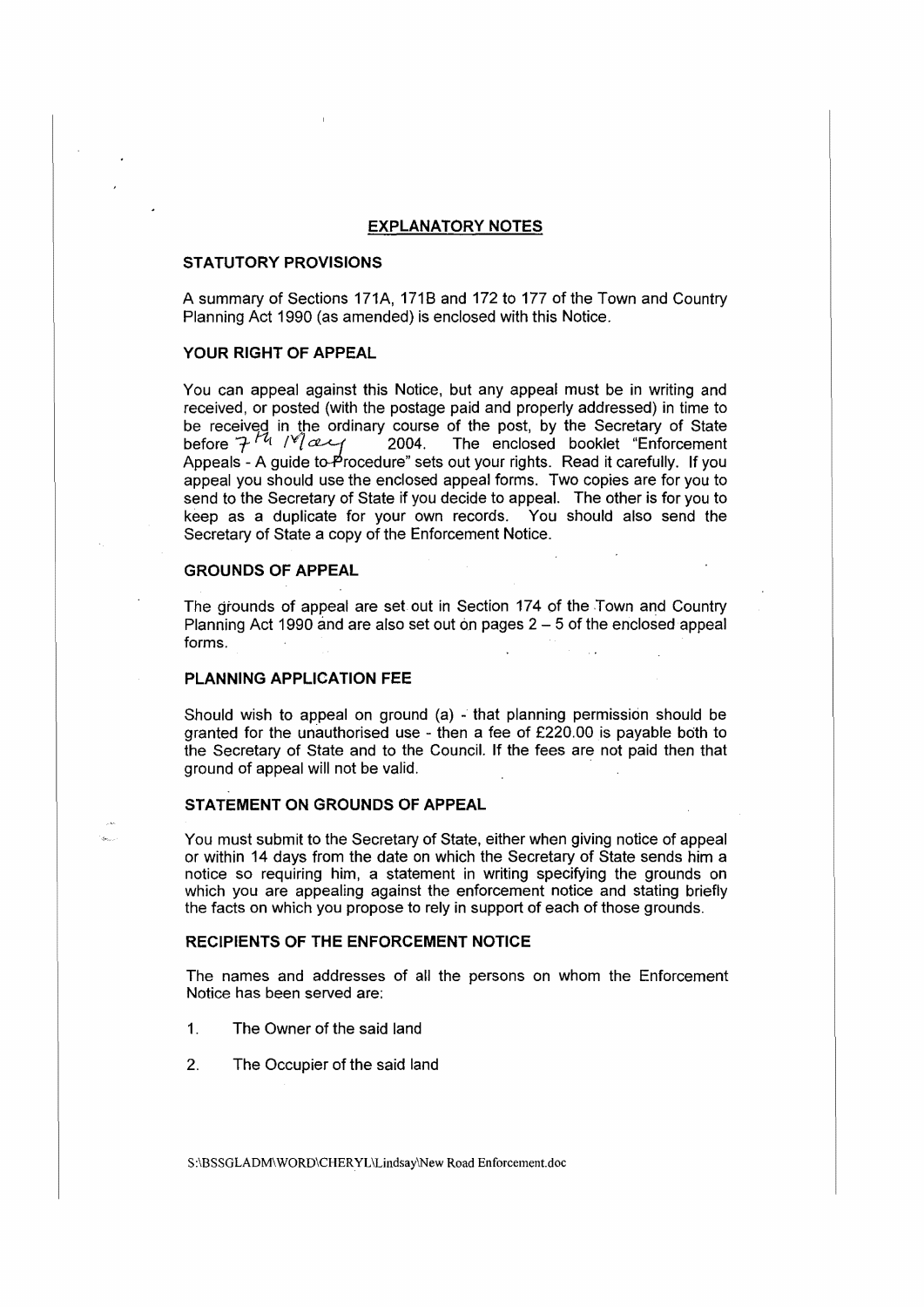## EXPLANATORY NOTES

### STATUTORY PROVISIONS

A summary of Sections 171A, 171B and 172 to 177 of the Town and Country Planning Act 1990 (as amended) is enclosed with this Notice.

### YOUR RIGHT OF APPEAL

You can appeal against this Notice, but any appeal must be in writing and received, or posted (with the postage paid and properly addressed) in time to be received in the ordinary course of the post, by the Secretary of State before 7th May 2004. The enclosed booklet "Enforcement Appeals - A guide to Procedure" sets out your rights. Read it carefully. If you appeal you should use the enclosed appeal forms. Two copies are for you to send to the Secretary of State if you decide to appeal. The other is for you to keep as a duplicate for your own records. You should also send the Secretary of State a copy of the Enforcement Notice.

### GROUNDS OF APPEAL

The grounds of appeal are set out in Section 174 of the Town and Country Planning Act 1990 and are also set out on pages 2 – 5 of the enclosed appeal forms.

### PLANNING APPLICATION FEE

Should wish to appeal on ground (a) - that planning permission should be granted for the unauthorised use - then a fee of £220.00 is payable both to the Secretary of State and to the Council. If the fees are not paid then that ground of appeal will not be valid.

### STATEMENT ON GROUNDS OF APPEAL

You must submit to the Secretary of State, either when giving notice of appeal or within 14 days from the date on which the Secretary of State sends him a notice so requiring him, a statement in writing specifying the grounds on which you are appealing against the enforcement notice and stating briefly the facts on which you propose to rely in support of each of those grounds.

### RECIPIENTS OF THE ENFORCEMENT NOTICE

The names and addresses of all the persons on whom the Enforcement Notice has been served are:

1. The Owner of the said land

2. The Occupier of the said land

S:\BSSGLADM\WORD\CHERYL\Lindsay\New Road Enforcement.doc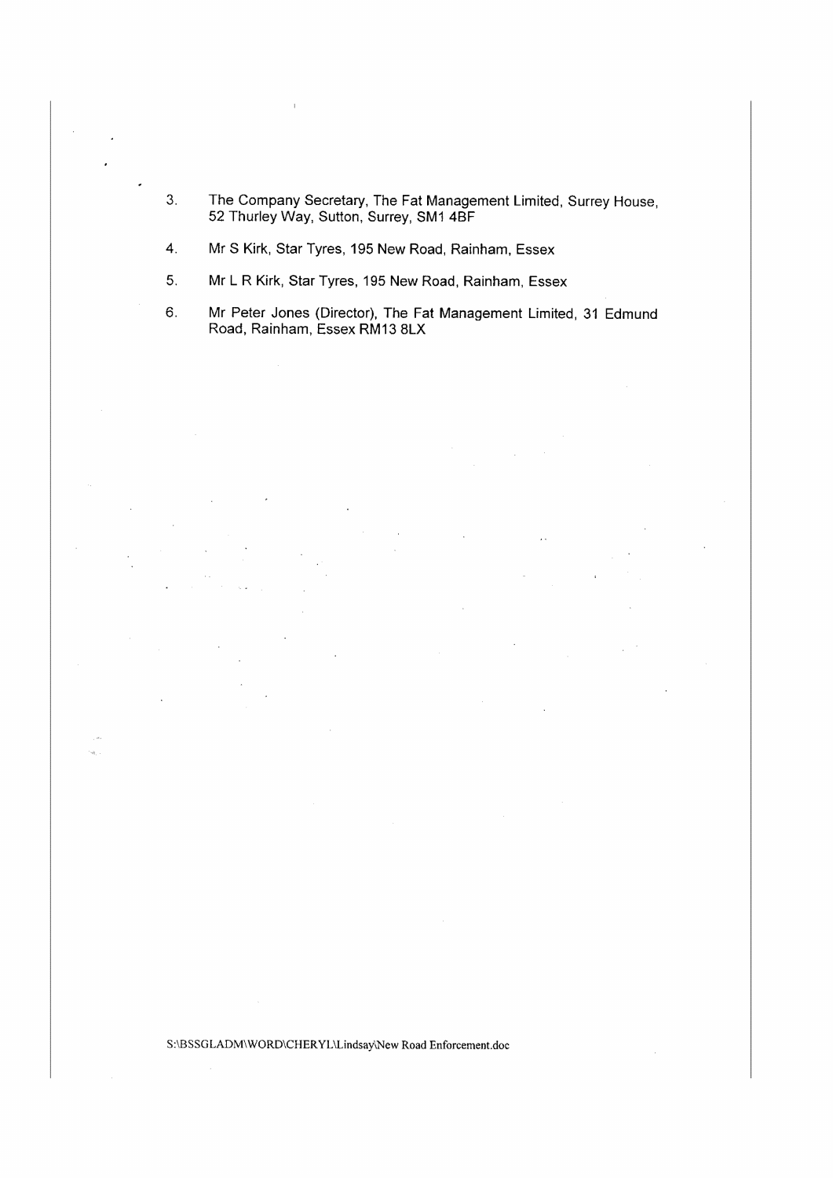3. The Company Secretary, The Fat Management Limited, Surrey House, 52 Thurley Way, Sutton, Surrey, SM1 4BF

4. Mr S Kirk, Star Tyres, 195 New Road, Rainham, Essex

5. Mr L R Kirk, Star Tyres, 195 New Road, Rainham, Essex

6. Mr Peter Jones (Director), The Fat Management Limited, 31 Edmund Road, Rainham, Essex RM13 8LX

S:\BSSGLADM\WORD\CHERYL\Lindsay\New Road Enforcement.doc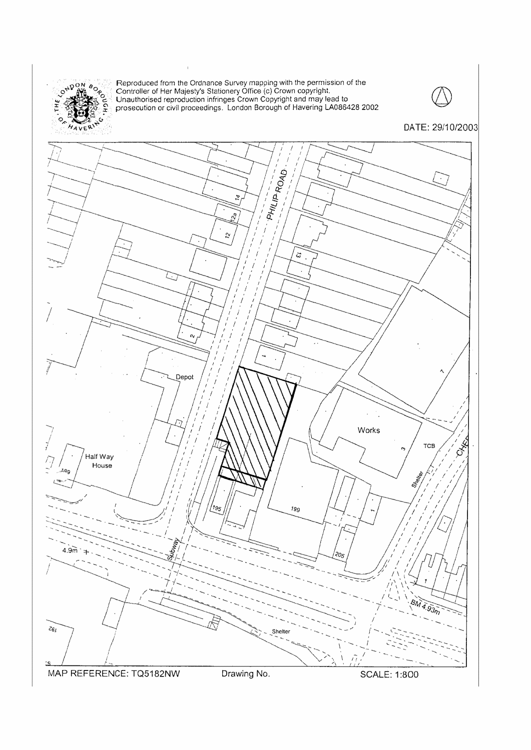Reproduced from the Ordnance Survey mapping with the permission of the Controller of Her Majesty's Stationery Office (c) Crown copyright. Unauthorised reproduction infringes Crown Copyright and may lead to prosecution or civil proceedings. London Borough of Havering LA086428 2002

DATE: 29/10/2003

PHILIP ROAD

14

12a

12

13

2

1

Depot

7

Works

3

TCB

Half Way House

199

195

199

Shelter

1

205

Subway

4.9m

1

BM 4.93m

192

Shelter

MAP REFERENCE: TQ5182NW

Drawing No.

SCALE: 1:800